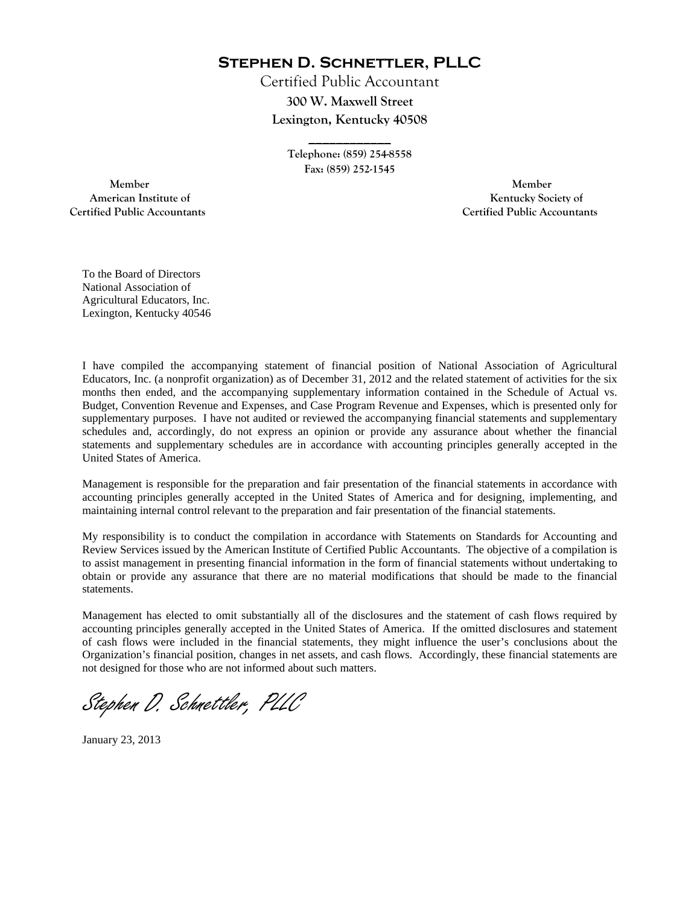# Stephen D. Schnettler, PLLC

Certified Public Accountant

300 W. Maxwell Street

Lexington, Kentucky 40508

Telephone: (859) 254-8558

Fax: (859) 252-1545

Member
American Institute of
Certified Public Accountants

Member
Kentucky Society of
Certified Public Accountants

To the Board of Directors
National Association of
Agricultural Educators, Inc.
Lexington, Kentucky 40546

I have compiled the accompanying statement of financial position of National Association of Agricultural Educators, Inc. (a nonprofit organization) as of December 31, 2012 and the related statement of activities for the six months then ended, and the accompanying supplementary information contained in the Schedule of Actual vs. Budget, Convention Revenue and Expenses, and Case Program Revenue and Expenses, which is presented only for supplementary purposes. I have not audited or reviewed the accompanying financial statements and supplementary schedules and, accordingly, do not express an opinion or provide any assurance about whether the financial statements and supplementary schedules are in accordance with accounting principles generally accepted in the United States of America.

Management is responsible for the preparation and fair presentation of the financial statements in accordance with accounting principles generally accepted in the United States of America and for designing, implementing, and maintaining internal control relevant to the preparation and fair presentation of the financial statements.

My responsibility is to conduct the compilation in accordance with Statements on Standards for Accounting and Review Services issued by the American Institute of Certified Public Accountants. The objective of a compilation is to assist management in presenting financial information in the form of financial statements without undertaking to obtain or provide any assurance that there are no material modifications that should be made to the financial statements.

Management has elected to omit substantially all of the disclosures and the statement of cash flows required by accounting principles generally accepted in the United States of America. If the omitted disclosures and statement of cash flows were included in the financial statements, they might influence the user's conclusions about the Organization's financial position, changes in net assets, and cash flows. Accordingly, these financial statements are not designed for those who are not informed about such matters.

*Stephen D. Schnettler, PLLC*

January 23, 2013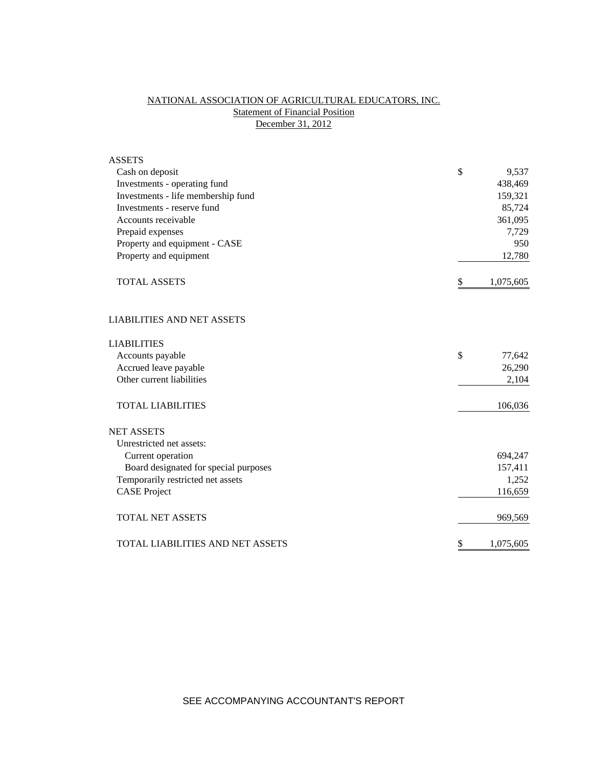# NATIONAL ASSOCIATION OF AGRICULTURAL EDUCATORS, INC.
## Statement of Financial Position
### December 31, 2012

| | | |
|---|---|---|
| **ASSETS** | | |
| Cash on deposit | $ | 9,537 |
| Investments - operating fund | | 438,469 |
| Investments - life membership fund | | 159,321 |
| Investments - reserve fund | | 85,724 |
| Accounts receivable | | 361,095 |
| Prepaid expenses | | 7,729 |
| Property and equipment - CASE | | 950 |
| Property and equipment | | 12,780 |
| TOTAL ASSETS | $ | 1,075,605 |
| | | |
| **LIABILITIES AND NET ASSETS** | | |
| | | |
| **LIABILITIES** | | |
| Accounts payable | $ | 77,642 |
| Accrued leave payable | | 26,290 |
| Other current liabilities | | 2,104 |
| TOTAL LIABILITIES | | 106,036 |
| | | |
| **NET ASSETS** | | |
| Unrestricted net assets: | | |
| Current operation | | 694,247 |
| Board designated for special purposes | | 157,411 |
| Temporarily restricted net assets | | 1,252 |
| CASE Project | | 116,659 |
| TOTAL NET ASSETS | | 969,569 |
| | | |
| TOTAL LIABILITIES AND NET ASSETS | $ | 1,075,605 |

SEE ACCOMPANYING ACCOUNTANT'S REPORT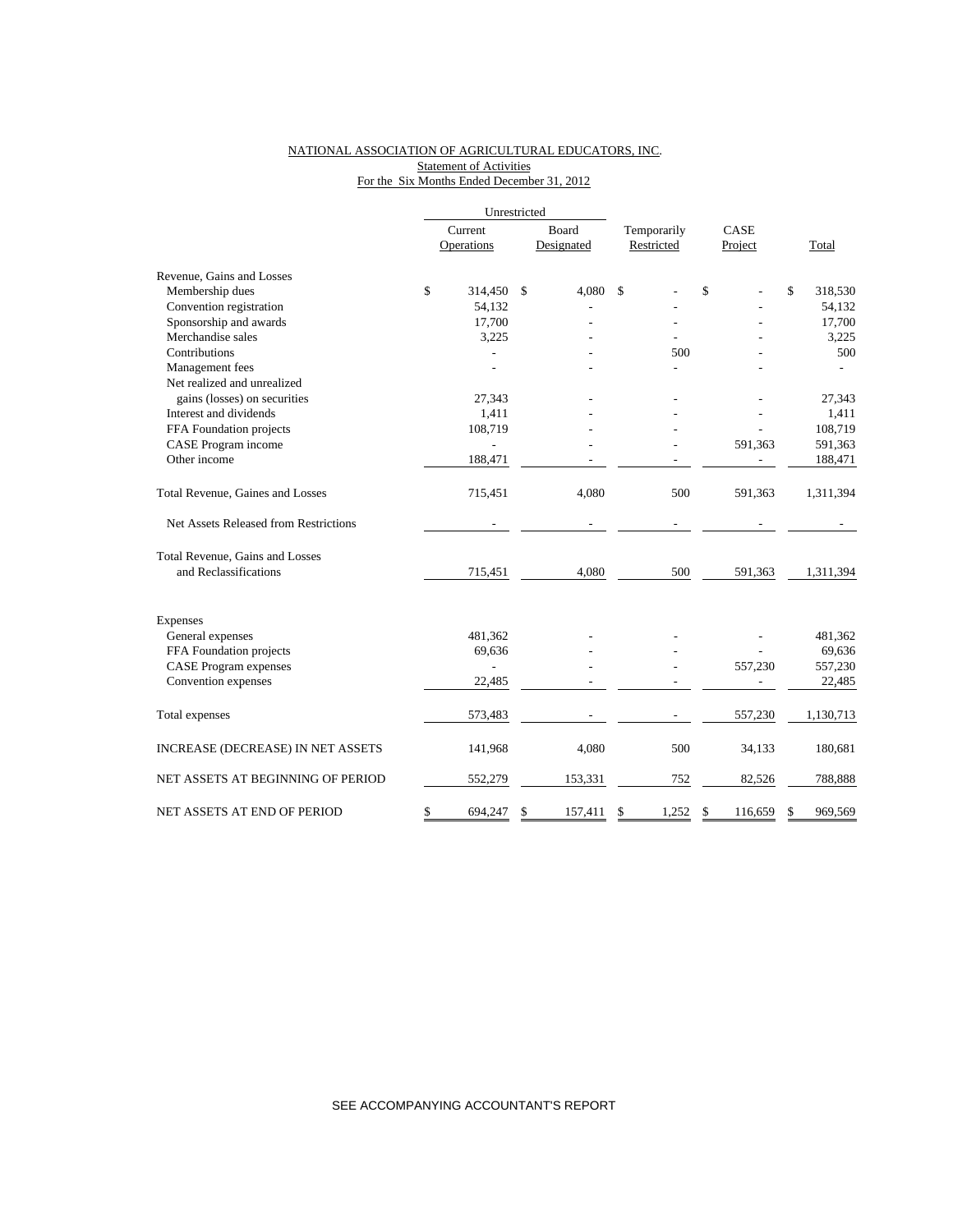NATIONAL ASSOCIATION OF AGRICULTURAL EDUCATORS, INC.
Statement of Activities
For the Six Months Ended December 31, 2012

| | Unrestricted | | | | |
|---|---|---|---|---|---|
| | Current Operations | Board Designated | Temporarily Restricted | CASE Project | Total |
| **Revenue, Gains and Losses** | | | | | |
| Membership dues | $ 314,450 | $ 4,080 | $ - | $ - | $ 318,530 |
| Convention registration | 54,132 | - | - | - | 54,132 |
| Sponsorship and awards | 17,700 | - | - | - | 17,700 |
| Merchandise sales | 3,225 | - | - | - | 3,225 |
| Contributions | - | - | 500 | - | 500 |
| Management fees | - | - | - | - | - |
| Net realized and unrealized gains (losses) on securities | 27,343 | - | - | - | 27,343 |
| Interest and dividends | 1,411 | - | - | - | 1,411 |
| FFA Foundation projects | 108,719 | - | - | - | 108,719 |
| CASE Program income | - | - | - | 591,363 | 591,363 |
| Other income | 188,471 | - | - | - | 188,471 |
| Total Revenue, Gaines and Losses | 715,451 | 4,080 | 500 | 591,363 | 1,311,394 |
| Net Assets Released from Restrictions | - | - | - | - | - |
| Total Revenue, Gains and Losses and Reclassifications | 715,451 | 4,080 | 500 | 591,363 | 1,311,394 |
| **Expenses** | | | | | |
| General expenses | 481,362 | - | - | - | 481,362 |
| FFA Foundation projects | 69,636 | - | - | - | 69,636 |
| CASE Program expenses | - | - | - | 557,230 | 557,230 |
| Convention expenses | 22,485 | - | - | - | 22,485 |
| Total expenses | 573,483 | - | - | 557,230 | 1,130,713 |
| INCREASE (DECREASE) IN NET ASSETS | 141,968 | 4,080 | 500 | 34,133 | 180,681 |
| NET ASSETS AT BEGINNING OF PERIOD | 552,279 | 153,331 | 752 | 82,526 | 788,888 |
| NET ASSETS AT END OF PERIOD | $ 694,247 | $ 157,411 | $ 1,252 | $ 116,659 | $ 969,569 |

SEE ACCOMPANYING ACCOUNTANT'S REPORT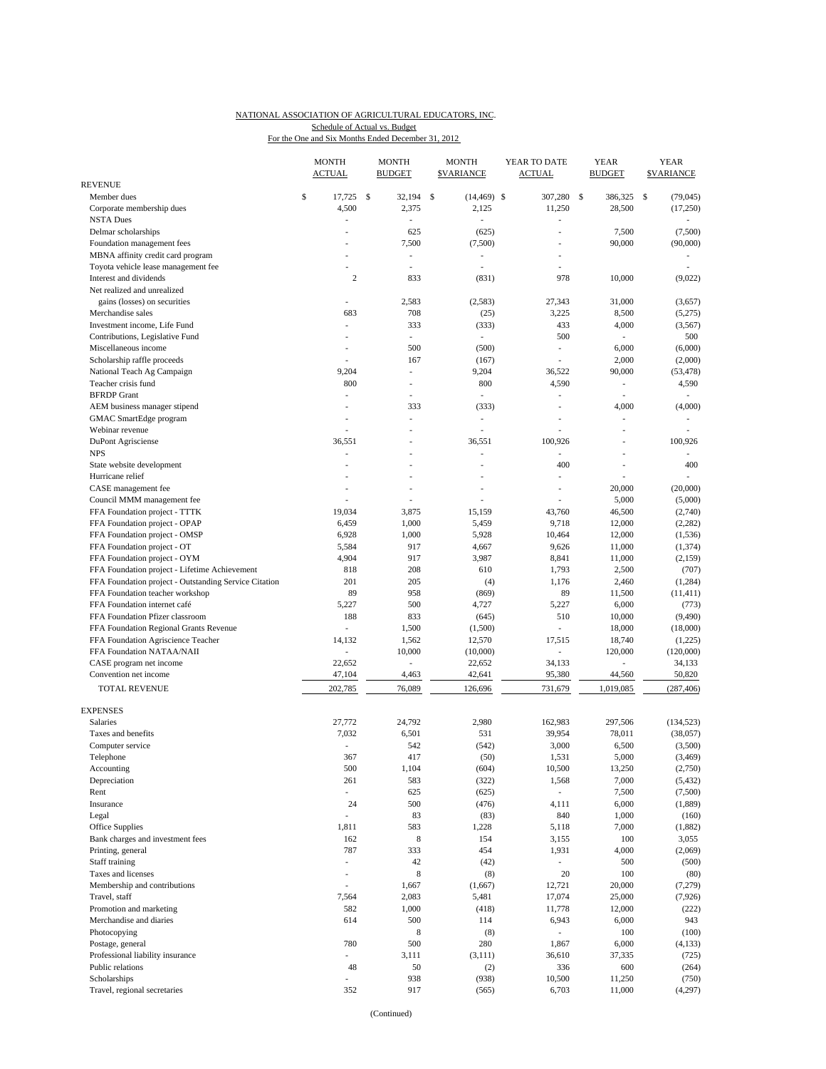NATIONAL ASSOCIATION OF AGRICULTURAL EDUCATORS, INC.

Schedule of Actual vs. Budget

For the One and Six Months Ended December 31, 2012

| | MONTH ACTUAL | MONTH BUDGET | MONTH $VARIANCE | YEAR TO DATE ACTUAL | YEAR BUDGET | YEAR $VARIANCE |
|---|---|---|---|---|---|---|
| REVENUE | | | | | | |
| Member dues | $ 17,725 | $ 32,194 | $ (14,469) | $ 307,280 | $ 386,325 | $ (79,045) |
| Corporate membership dues | 4,500 | 2,375 | 2,125 | 11,250 | 28,500 | (17,250) |
| NSTA Dues | - | - | - | - | | - |
| Delmar scholarships | - | 625 | (625) | - | 7,500 | (7,500) |
| Foundation management fees | - | 7,500 | (7,500) | - | 90,000 | (90,000) |
| MBNA affinity credit card program | - | - | - | - | | - |
| Toyota vehicle lease management fee | - | - | - | - | | - |
| Interest and dividends | 2 | 833 | (831) | 978 | 10,000 | (9,022) |
| Net realized and unrealized gains (losses) on securities | - | 2,583 | (2,583) | 27,343 | 31,000 | (3,657) |
| Merchandise sales | 683 | 708 | (25) | 3,225 | 8,500 | (5,275) |
| Investment income, Life Fund | - | 333 | (333) | 433 | 4,000 | (3,567) |
| Contributions, Legislative Fund | - | - | - | 500 | - | 500 |
| Miscellaneous income | - | 500 | (500) | - | 6,000 | (6,000) |
| Scholarship raffle proceeds | - | 167 | (167) | - | 2,000 | (2,000) |
| National Teach Ag Campaign | 9,204 | - | 9,204 | 36,522 | 90,000 | (53,478) |
| Teacher crisis fund | 800 | - | 800 | 4,590 | - | 4,590 |
| BFRDP Grant | - | - | - | - | - | - |
| AEM business manager stipend | - | 333 | (333) | - | 4,000 | (4,000) |
| GMAC SmartEdge program | - | - | - | - | - | - |
| Webinar revenue | - | - | - | - | - | - |
| DuPont Agrisciense | 36,551 | - | 36,551 | 100,926 | - | 100,926 |
| NPS | - | - | - | - | - | - |
| State website development | - | - | - | 400 | - | 400 |
| Hurricane relief | - | - | - | - | - | - |
| CASE management fee | - | - | - | - | 20,000 | (20,000) |
| Council MMM management fee | - | - | - | - | 5,000 | (5,000) |
| FFA Foundation project - TTTK | 19,034 | 3,875 | 15,159 | 43,760 | 46,500 | (2,740) |
| FFA Foundation project - OPAP | 6,459 | 1,000 | 5,459 | 9,718 | 12,000 | (2,282) |
| FFA Foundation project - OMSP | 6,928 | 1,000 | 5,928 | 10,464 | 12,000 | (1,536) |
| FFA Foundation project - OT | 5,584 | 917 | 4,667 | 9,626 | 11,000 | (1,374) |
| FFA Foundation project - OYM | 4,904 | 917 | 3,987 | 8,841 | 11,000 | (2,159) |
| FFA Foundation project - Lifetime Achievement | 818 | 208 | 610 | 1,793 | 2,500 | (707) |
| FFA Foundation project - Outstanding Service Citation | 201 | 205 | (4) | 1,176 | 2,460 | (1,284) |
| FFA Foundation teacher workshop | 89 | 958 | (869) | 89 | 11,500 | (11,411) |
| FFA Foundation internet café | 5,227 | 500 | 4,727 | 5,227 | 6,000 | (773) |
| FFA Foundation Pfizer classroom | 188 | 833 | (645) | 510 | 10,000 | (9,490) |
| FFA Foundation Regional Grants Revenue | - | 1,500 | (1,500) | - | 18,000 | (18,000) |
| FFA Foundation Agriscience Teacher | 14,132 | 1,562 | 12,570 | 17,515 | 18,740 | (1,225) |
| FFA Foundation NATAA/NAII | - | 10,000 | (10,000) | - | 120,000 | (120,000) |
| CASE program net income | 22,652 | - | 22,652 | 34,133 | - | 34,133 |
| Convention net income | 47,104 | 4,463 | 42,641 | 95,380 | 44,560 | 50,820 |
| TOTAL REVENUE | 202,785 | 76,089 | 126,696 | 731,679 | 1,019,085 | (287,406) |
| EXPENSES | | | | | | |
| Salaries | 27,772 | 24,792 | 2,980 | 162,983 | 297,506 | (134,523) |
| Taxes and benefits | 7,032 | 6,501 | 531 | 39,954 | 78,011 | (38,057) |
| Computer service | - | 542 | (542) | 3,000 | 6,500 | (3,500) |
| Telephone | 367 | 417 | (50) | 1,531 | 5,000 | (3,469) |
| Accounting | 500 | 1,104 | (604) | 10,500 | 13,250 | (2,750) |
| Depreciation | 261 | 583 | (322) | 1,568 | 7,000 | (5,432) |
| Rent | - | 625 | (625) | - | 7,500 | (7,500) |
| Insurance | 24 | 500 | (476) | 4,111 | 6,000 | (1,889) |
| Legal | - | 83 | (83) | 840 | 1,000 | (160) |
| Office Supplies | 1,811 | 583 | 1,228 | 5,118 | 7,000 | (1,882) |
| Bank charges and investment fees | 162 | 8 | 154 | 3,155 | 100 | 3,055 |
| Printing, general | 787 | 333 | 454 | 1,931 | 4,000 | (2,069) |
| Staff training | - | 42 | (42) | - | 500 | (500) |
| Taxes and licenses | - | 8 | (8) | 20 | 100 | (80) |
| Membership and contributions | - | 1,667 | (1,667) | 12,721 | 20,000 | (7,279) |
| Travel, staff | 7,564 | 2,083 | 5,481 | 17,074 | 25,000 | (7,926) |
| Promotion and marketing | 582 | 1,000 | (418) | 11,778 | 12,000 | (222) |
| Merchandise and diaries | 614 | 500 | 114 | 6,943 | 6,000 | 943 |
| Photocopying | | 8 | (8) | - | 100 | (100) |
| Postage, general | 780 | 500 | 280 | 1,867 | 6,000 | (4,133) |
| Professional liability insurance | - | 3,111 | (3,111) | 36,610 | 37,335 | (725) |
| Public relations | 48 | 50 | (2) | 336 | 600 | (264) |
| Scholarships | - | 938 | (938) | 10,500 | 11,250 | (750) |
| Travel, regional secretaries | 352 | 917 | (565) | 6,703 | 11,000 | (4,297) |

(Continued)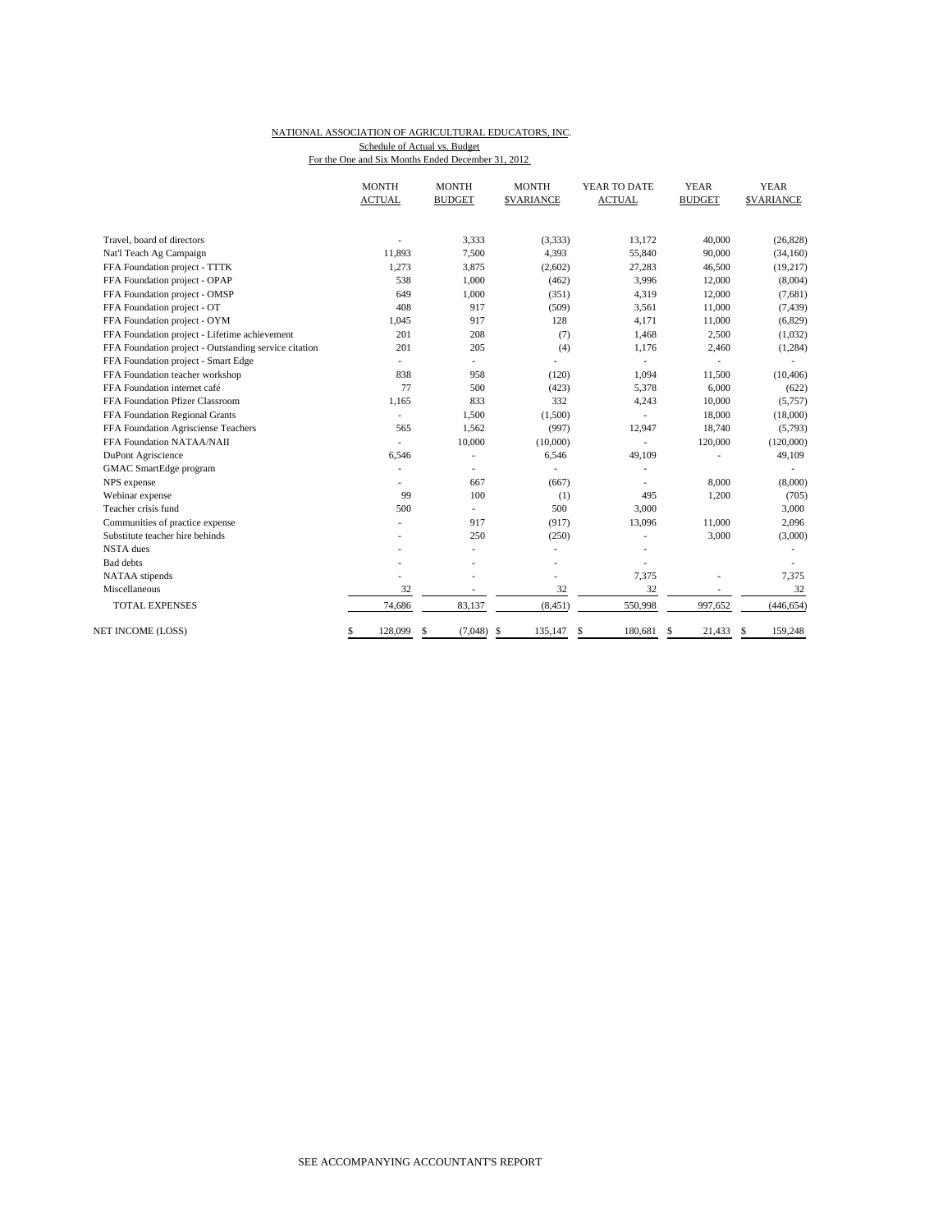NATIONAL ASSOCIATION OF AGRICULTURAL EDUCATORS, INC.
Schedule of Actual vs. Budget
For the One and Six Months Ended December 31, 2012

| | MONTH ACTUAL | MONTH BUDGET | MONTH $VARIANCE | YEAR TO DATE ACTUAL | YEAR BUDGET | YEAR $VARIANCE |
|---|---|---|---|---|---|---|
| Travel, board of directors | - | 3,333 | (3,333) | 13,172 | 40,000 | (26,828) |
| Nat'l Teach Ag Campaign | 11,893 | 7,500 | 4,393 | 55,840 | 90,000 | (34,160) |
| FFA Foundation project - TTTK | 1,273 | 3,875 | (2,602) | 27,283 | 46,500 | (19,217) |
| FFA Foundation project - OPAP | 538 | 1,000 | (462) | 3,996 | 12,000 | (8,004) |
| FFA Foundation project - OMSP | 649 | 1,000 | (351) | 4,319 | 12,000 | (7,681) |
| FFA Foundation project - OT | 408 | 917 | (509) | 3,561 | 11,000 | (7,439) |
| FFA Foundation project - OYM | 1,045 | 917 | 128 | 4,171 | 11,000 | (6,829) |
| FFA Foundation project - Lifetime achievement | 201 | 208 | (7) | 1,468 | 2,500 | (1,032) |
| FFA Foundation project - Outstanding service citation | 201 | 205 | (4) | 1,176 | 2,460 | (1,284) |
| FFA Foundation project - Smart Edge | - | - | - | - | - | - |
| FFA Foundation teacher workshop | 838 | 958 | (120) | 1,094 | 11,500 | (10,406) |
| FFA Foundation internet café | 77 | 500 | (423) | 5,378 | 6,000 | (622) |
| FFA Foundation Pfizer Classroom | 1,165 | 833 | 332 | 4,243 | 10,000 | (5,757) |
| FFA Foundation Regional Grants | - | 1,500 | (1,500) | - | 18,000 | (18,000) |
| FFA Foundation Agrisciense Teachers | 565 | 1,562 | (997) | 12,947 | 18,740 | (5,793) |
| FFA Foundation NATAA/NAII | - | 10,000 | (10,000) | - | 120,000 | (120,000) |
| DuPont Agriscience | 6,546 | - | 6,546 | 49,109 | - | 49,109 |
| GMAC SmartEdge program | - | - | - | - | | - |
| NPS expense | - | 667 | (667) | - | 8,000 | (8,000) |
| Webinar expense | 99 | 100 | (1) | 495 | 1,200 | (705) |
| Teacher crisis fund | 500 | - | 500 | 3,000 | | 3,000 |
| Communities of practice expense | - | 917 | (917) | 13,096 | 11,000 | 2,096 |
| Substitute teacher hire behinds | - | 250 | (250) | - | 3,000 | (3,000) |
| NSTA dues | - | - | - | - | | - |
| Bad debts | - | - | - | - | | - |
| NATAA stipends | - | - | - | 7,375 | - | 7,375 |
| Miscellaneous | 32 | - | 32 | 32 | - | 32 |
| TOTAL EXPENSES | 74,686 | 83,137 | (8,451) | 550,998 | 997,652 | (446,654) |
| NET INCOME (LOSS) | $ 128,099 | $ (7,048) | $ 135,147 | $ 180,681 | $ 21,433 | $ 159,248 |

SEE ACCOMPANYING ACCOUNTANT'S REPORT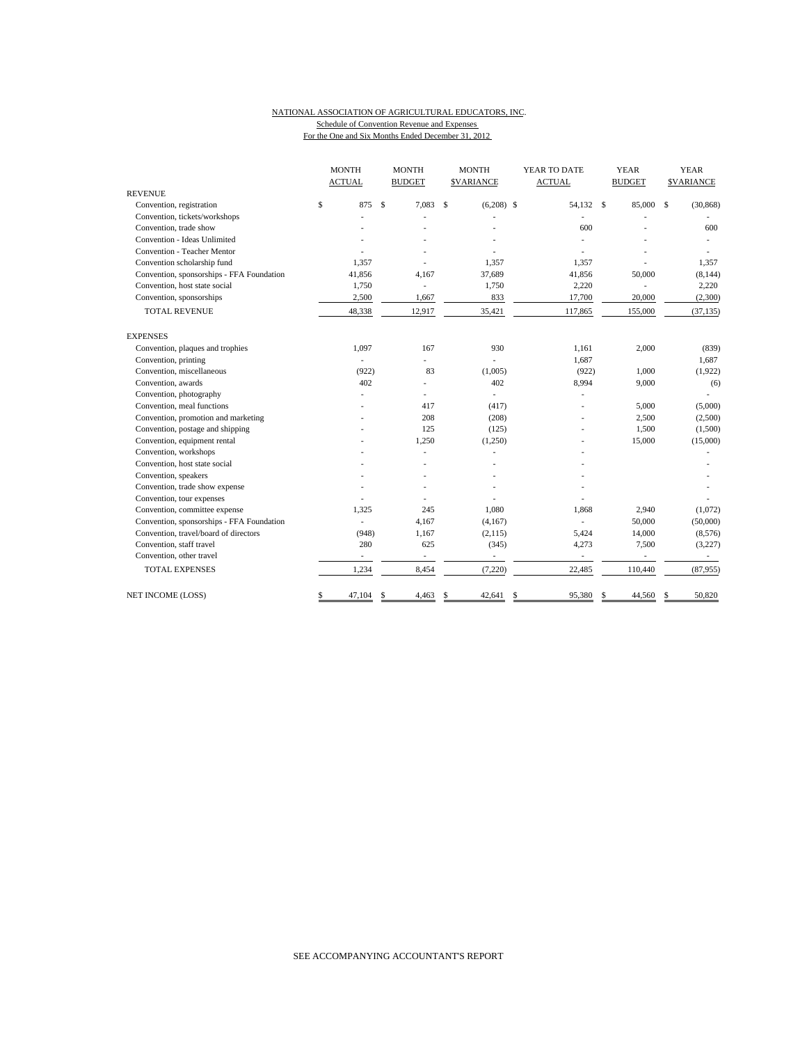NATIONAL ASSOCIATION OF AGRICULTURAL EDUCATORS, INC.
Schedule of Convention Revenue and Expenses
For the One and Six Months Ended December 31, 2012

| | MONTH ACTUAL | MONTH BUDGET | MONTH $VARIANCE | YEAR TO DATE ACTUAL | YEAR BUDGET | YEAR $VARIANCE |
|---|---|---|---|---|---|---|
| REVENUE | | | | | | |
| Convention, registration | $ 875 | $ 7,083 | $ (6,208) | $ 54,132 | $ 85,000 | $ (30,868) |
| Convention, tickets/workshops | - | - | - | - | - | - |
| Convention, trade show | - | - | - | 600 | - | 600 |
| Convention - Ideas Unlimited | - | - | - | - | - | - |
| Convention - Teacher Mentor | - | - | - | - | - | - |
| Convention scholarship fund | 1,357 | - | 1,357 | 1,357 | - | 1,357 |
| Convention, sponsorships - FFA Foundation | 41,856 | 4,167 | 37,689 | 41,856 | 50,000 | (8,144) |
| Convention, host state social | 1,750 | - | 1,750 | 2,220 | - | 2,220 |
| Convention, sponsorships | 2,500 | 1,667 | 833 | 17,700 | 20,000 | (2,300) |
| TOTAL REVENUE | 48,338 | 12,917 | 35,421 | 117,865 | 155,000 | (37,135) |
| EXPENSES | | | | | | |
| Convention, plaques and trophies | 1,097 | 167 | 930 | 1,161 | 2,000 | (839) |
| Convention, printing | - | - | - | 1,687 | | 1,687 |
| Convention, miscellaneous | (922) | 83 | (1,005) | (922) | 1,000 | (1,922) |
| Convention, awards | 402 | - | 402 | 8,994 | 9,000 | (6) |
| Convention, photography | - | - | - | - | | - |
| Convention, meal functions | - | 417 | (417) | - | 5,000 | (5,000) |
| Convention, promotion and marketing | - | 208 | (208) | - | 2,500 | (2,500) |
| Convention, postage and shipping | - | 125 | (125) | - | 1,500 | (1,500) |
| Convention, equipment rental | - | 1,250 | (1,250) | - | 15,000 | (15,000) |
| Convention, workshops | - | - | - | - | | - |
| Convention, host state social | - | - | - | - | | - |
| Convention, speakers | - | - | - | - | | - |
| Convention, trade show expense | - | - | - | - | | - |
| Convention, tour expenses | - | - | - | - | | - |
| Convention, committee expense | 1,325 | 245 | 1,080 | 1,868 | 2,940 | (1,072) |
| Convention, sponsorships - FFA Foundation | - | 4,167 | (4,167) | - | 50,000 | (50,000) |
| Convention, travel/board of directors | (948) | 1,167 | (2,115) | 5,424 | 14,000 | (8,576) |
| Convention, staff travel | 280 | 625 | (345) | 4,273 | 7,500 | (3,227) |
| Convention, other travel | - | - | - | - | - | - |
| TOTAL EXPENSES | 1,234 | 8,454 | (7,220) | 22,485 | 110,440 | (87,955) |
| NET INCOME (LOSS) | $ 47,104 | $ 4,463 | $ 42,641 | $ 95,380 | $ 44,560 | $ 50,820 |

SEE ACCOMPANYING ACCOUNTANT'S REPORT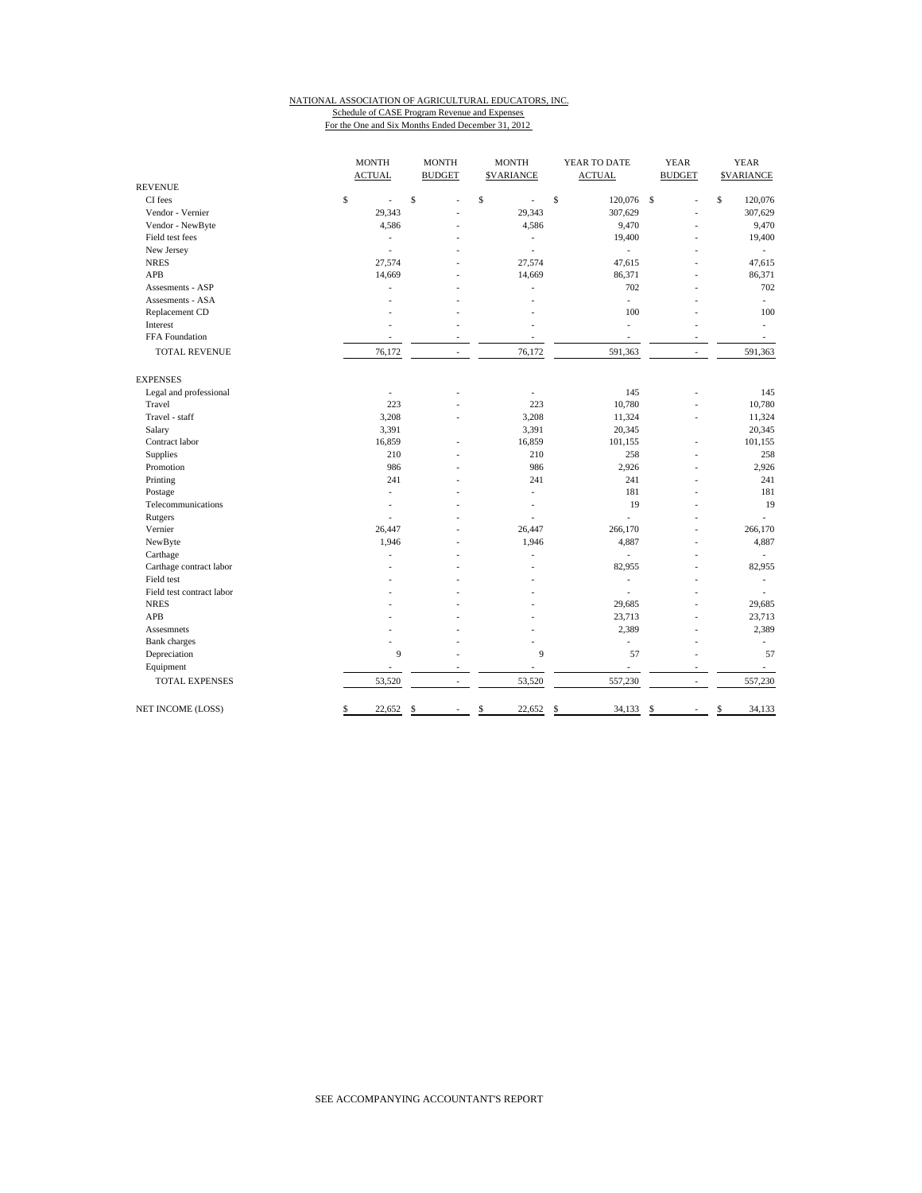NATIONAL ASSOCIATION OF AGRICULTURAL EDUCATORS, INC.
Schedule of CASE Program Revenue and Expenses
For the One and Six Months Ended December 31, 2012

| | MONTH ACTUAL | MONTH BUDGET | MONTH $VARIANCE | YEAR TO DATE ACTUAL | YEAR BUDGET | YEAR $VARIANCE |
|---|---|---|---|---|---|---|
| REVENUE | | | | | | |
| CI fees | $ - | $ - | $ - | $ 120,076 | $ - | $ 120,076 |
| Vendor - Vernier | 29,343 | - | 29,343 | 307,629 | - | 307,629 |
| Vendor - NewByte | 4,586 | - | 4,586 | 9,470 | - | 9,470 |
| Field test fees | - | - | - | 19,400 | - | 19,400 |
| New Jersey | - | - | - | - | - | - |
| NRES | 27,574 | - | 27,574 | 47,615 | - | 47,615 |
| APB | 14,669 | - | 14,669 | 86,371 | - | 86,371 |
| Assesments - ASP | - | - | - | 702 | - | 702 |
| Assesments - ASA | - | - | - | - | - | - |
| Replacement CD | - | - | - | 100 | - | 100 |
| Interest | - | - | - | - | - | - |
| FFA Foundation | - | - | - | - | - | - |
| TOTAL REVENUE | 76,172 | - | 76,172 | 591,363 | - | 591,363 |
| EXPENSES | | | | | | |
| Legal and professional | - | - | - | 145 | - | 145 |
| Travel | 223 | - | 223 | 10,780 | - | 10,780 |
| Travel - staff | 3,208 | - | 3,208 | 11,324 | - | 11,324 |
| Salary | 3,391 | | 3,391 | 20,345 | | 20,345 |
| Contract labor | 16,859 | - | 16,859 | 101,155 | - | 101,155 |
| Supplies | 210 | - | 210 | 258 | - | 258 |
| Promotion | 986 | - | 986 | 2,926 | - | 2,926 |
| Printing | 241 | - | 241 | 241 | - | 241 |
| Postage | - | - | - | 181 | - | 181 |
| Telecommunications | - | - | - | 19 | - | 19 |
| Rutgers | - | - | - | - | - | - |
| Vernier | 26,447 | - | 26,447 | 266,170 | - | 266,170 |
| NewByte | 1,946 | - | 1,946 | 4,887 | - | 4,887 |
| Carthage | - | - | - | - | - | - |
| Carthage contract labor | - | - | - | 82,955 | - | 82,955 |
| Field test | - | - | - | - | - | - |
| Field test contract labor | - | - | - | - | - | - |
| NRES | - | - | - | 29,685 | - | 29,685 |
| APB | - | - | - | 23,713 | - | 23,713 |
| Assesmnets | - | - | - | 2,389 | - | 2,389 |
| Bank charges | - | - | - | - | - | - |
| Depreciation | 9 | - | 9 | 57 | - | 57 |
| Equipment | - | - | - | - | - | - |
| TOTAL EXPENSES | 53,520 | - | 53,520 | 557,230 | - | 557,230 |
| NET INCOME (LOSS) | $ 22,652 | $ - | $ 22,652 | $ 34,133 | $ - | $ 34,133 |

SEE ACCOMPANYING ACCOUNTANT'S REPORT